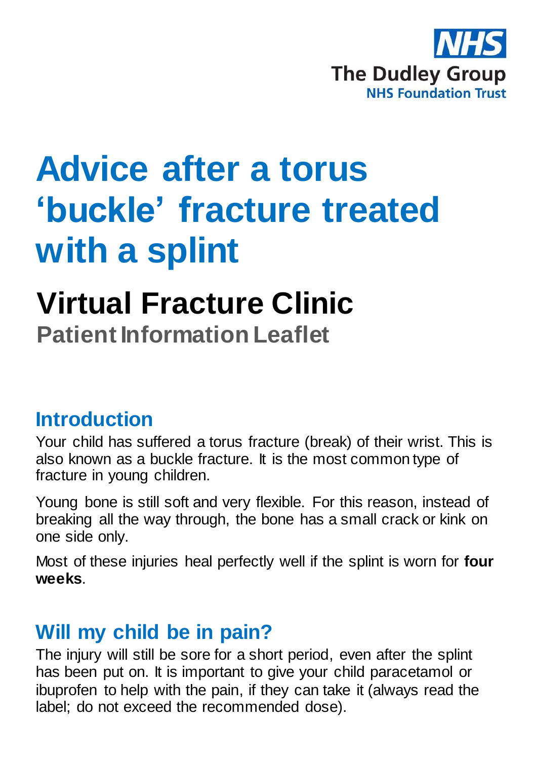NHS
The Dudley Group
NHS Foundation Trust

# Advice after a torus 'buckle' fracture treated with a splint

## Virtual Fracture Clinic

**Patient Information Leaflet**

## Introduction

Your child has suffered a torus fracture (break) of their wrist. This is also known as a buckle fracture. It is the most common type of fracture in young children.

Young bone is still soft and very flexible. For this reason, instead of breaking all the way through, the bone has a small crack or kink on one side only.

Most of these injuries heal perfectly well if the splint is worn for **four weeks**.

## Will my child be in pain?

The injury will still be sore for a short period, even after the splint has been put on. It is important to give your child paracetamol or ibuprofen to help with the pain, if they can take it (always read the label; do not exceed the recommended dose).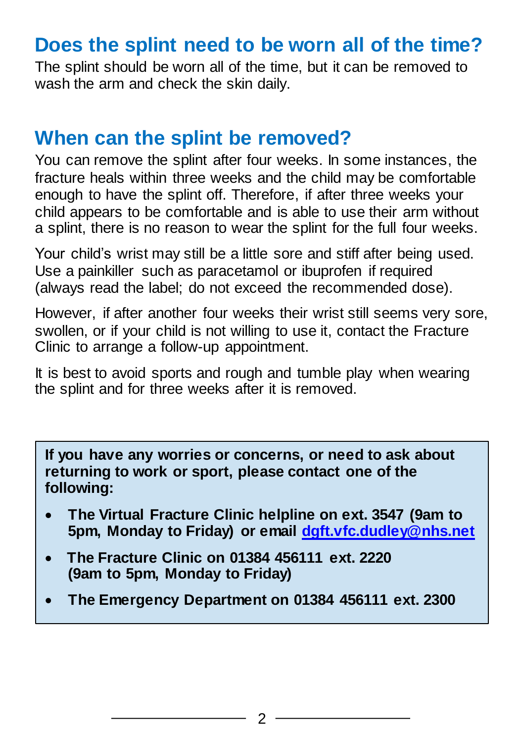## Does the splint need to be worn all of the time?

The splint should be worn all of the time, but it can be removed to wash the arm and check the skin daily.

## When can the splint be removed?

You can remove the splint after four weeks. In some instances, the fracture heals within three weeks and the child may be comfortable enough to have the splint off. Therefore, if after three weeks your child appears to be comfortable and is able to use their arm without a splint, there is no reason to wear the splint for the full four weeks.

Your child's wrist may still be a little sore and stiff after being used. Use a painkiller such as paracetamol or ibuprofen if required (always read the label; do not exceed the recommended dose).

However, if after another four weeks their wrist still seems very sore, swollen, or if your child is not willing to use it, contact the Fracture Clinic to arrange a follow-up appointment.

It is best to avoid sports and rough and tumble play when wearing the splint and for three weeks after it is removed.

**If you have any worries or concerns, or need to ask about returning to work or sport, please contact one of the following:**

- **The Virtual Fracture Clinic helpline on ext. 3547 (9am to 5pm, Monday to Friday) or email [dgft.vfc.dudley@nhs.net](mailto:dgft.vfc.dudley@nhs.net)**
- **The Fracture Clinic on 01384 456111 ext. 2220 (9am to 5pm, Monday to Friday)**
- **The Emergency Department on 01384 456111 ext. 2300**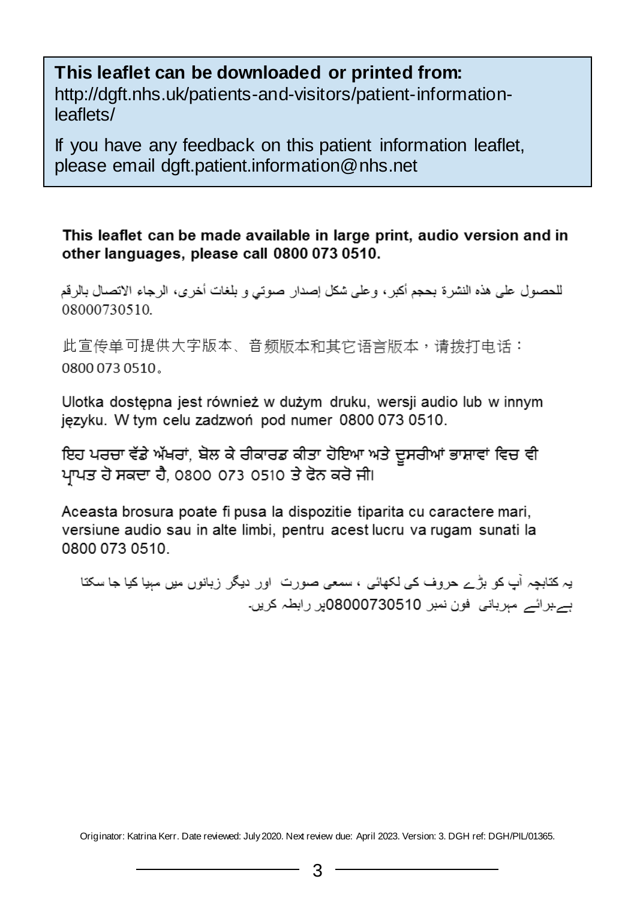**This leaflet can be downloaded or printed from:**
http://dgft.nhs.uk/patients-and-visitors/patient-information-leaflets/

If you have any feedback on this patient information leaflet, please email dgft.patient.information@nhs.net

**This leaflet can be made available in large print, audio version and in other languages, please call 0800 073 0510.**

للحصول على هذه النشرة بحجم أكبر، وعلى شكل إصدار صوتي و بلغات أخرى، الرجاء الاتصال بالرقم 08000730510.

此宣传单可提供大字版本、音频版本和其它语言版本，请拨打电话：0800 073 0510。

Ulotka dostępna jest również w dużym druku, wersji audio lub w innym języku. W tym celu zadzwoń pod numer 0800 073 0510.

ਇਹ ਪਰਚਾ ਵੱਡੇ ਅੱਖਰਾਂ, ਬੋਲ ਕੇ ਰੀਕਾਰਡ ਕੀਤਾ ਹੋਇਆ ਅਤੇ ਦੂਸਰੀਆਂ ਭਾਸ਼ਾਵਾਂ ਵਿਚ ਵੀ ਪ੍ਰਾਪਤ ਹੋ ਸਕਦਾ ਹੈ, 0800 073 0510 ਤੇ ਫੋਨ ਕਰੋ ਜੀ।

Aceasta brosura poate fi pusa la dispozitie tiparita cu caractere mari, versiune audio sau in alte limbi, pentru acest lucru va rugam sunati la 0800 073 0510.

یہ کتابچہ آپ کو بڑے حروف کی لکھائی ، سمعی صورت اور دیگر زبانوں میں مہیا کیا جا سکتا ہے۔برائے مہربانی فون نمبر 08000730510پر رابطہ کریں۔

Originator: Katrina Kerr. Date reviewed: July 2020. Next review due: April 2023. Version: 3. DGH ref: DGH/PIL/01365.